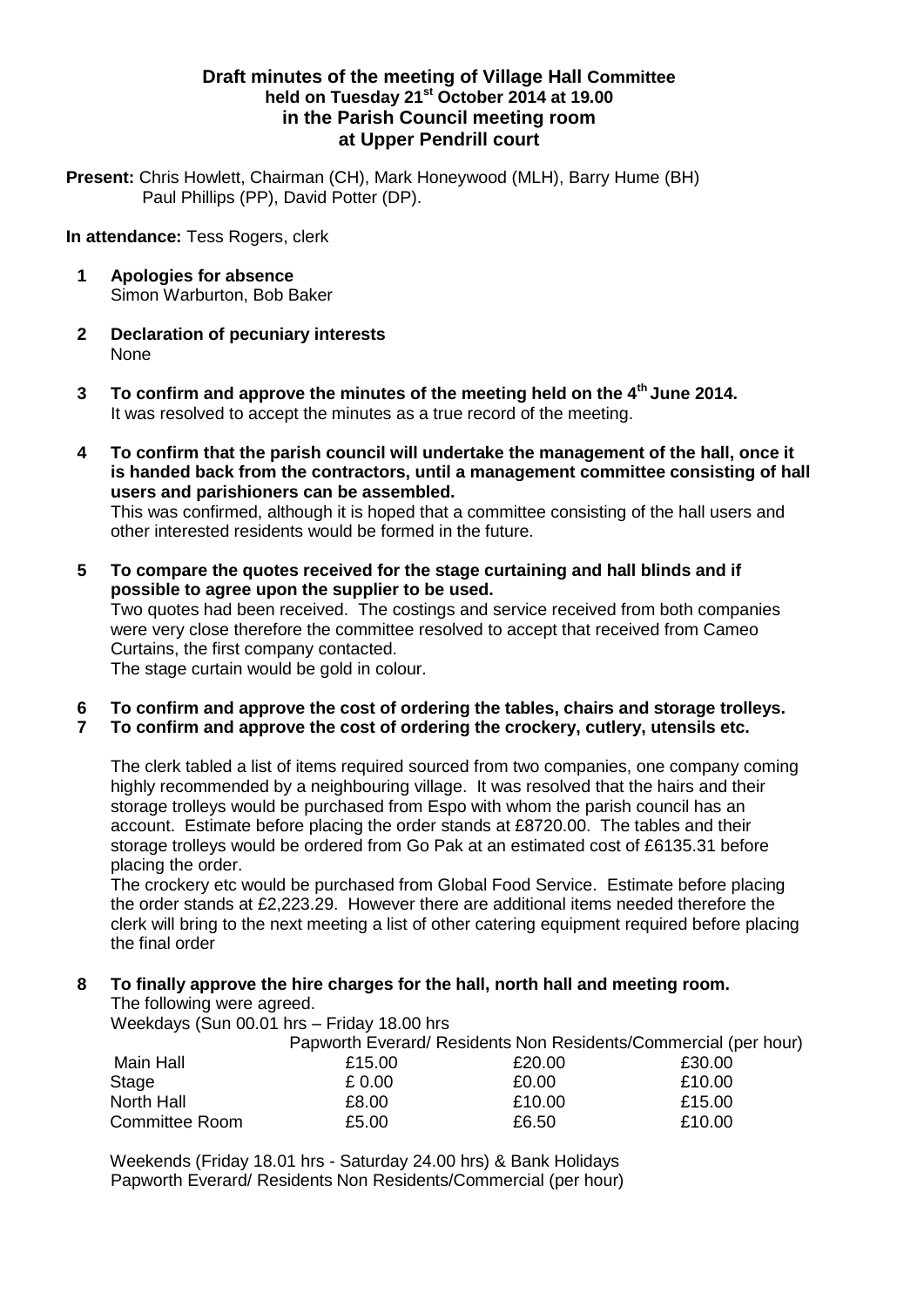**Draft minutes of the meeting of Village Hall Committee held on Tuesday 21st October 2014 at 19.00 in the Parish Council meeting room at Upper Pendrill court**

**Present:** Chris Howlett, Chairman (CH), Mark Honeywood (MLH), Barry Hume (BH) Paul Phillips (PP), David Potter (DP).

**In attendance:** Tess Rogers, clerk

**1 Apologies for absence**
Simon Warburton, Bob Baker

**2 Declaration of pecuniary interests**
None

**3 To confirm and approve the minutes of the meeting held on the 4th June 2014.**
It was resolved to accept the minutes as a true record of the meeting.

**4 To confirm that the parish council will undertake the management of the hall, once it is handed back from the contractors, until a management committee consisting of hall users and parishioners can be assembled.**
This was confirmed, although it is hoped that a committee consisting of the hall users and other interested residents would be formed in the future.

**5 To compare the quotes received for the stage curtaining and hall blinds and if possible to agree upon the supplier to be used.**
Two quotes had been received. The costings and service received from both companies were very close therefore the committee resolved to accept that received from Cameo Curtains, the first company contacted.
The stage curtain would be gold in colour.

**6 To confirm and approve the cost of ordering the tables, chairs and storage trolleys.**
**7 To confirm and approve the cost of ordering the crockery, cutlery, utensils etc.**

The clerk tabled a list of items required sourced from two companies, one company coming highly recommended by a neighbouring village. It was resolved that the hairs and their storage trolleys would be purchased from Espo with whom the parish council has an account. Estimate before placing the order stands at £8720.00. The tables and their storage trolleys would be ordered from Go Pak at an estimated cost of £6135.31 before placing the order.
The crockery etc would be purchased from Global Food Service. Estimate before placing the order stands at £2,223.29. However there are additional items needed therefore the clerk will bring to the next meeting a list of other catering equipment required before placing the final order

**8 To finally approve the hire charges for the hall, north hall and meeting room.**
The following were agreed.
Weekdays (Sun 00.01 hrs – Friday 18.00 hrs

| | Papworth Everard/ Residents | Non Residents/ | Commercial (per hour) |
|---|---|---|---|
| Main Hall | £15.00 | £20.00 | £30.00 |
| Stage | £ 0.00 | £0.00 | £10.00 |
| North Hall | £8.00 | £10.00 | £15.00 |
| Committee Room | £5.00 | £6.50 | £10.00 |

Weekends (Friday 18.01 hrs - Saturday 24.00 hrs) & Bank Holidays
Papworth Everard/ Residents Non Residents/Commercial (per hour)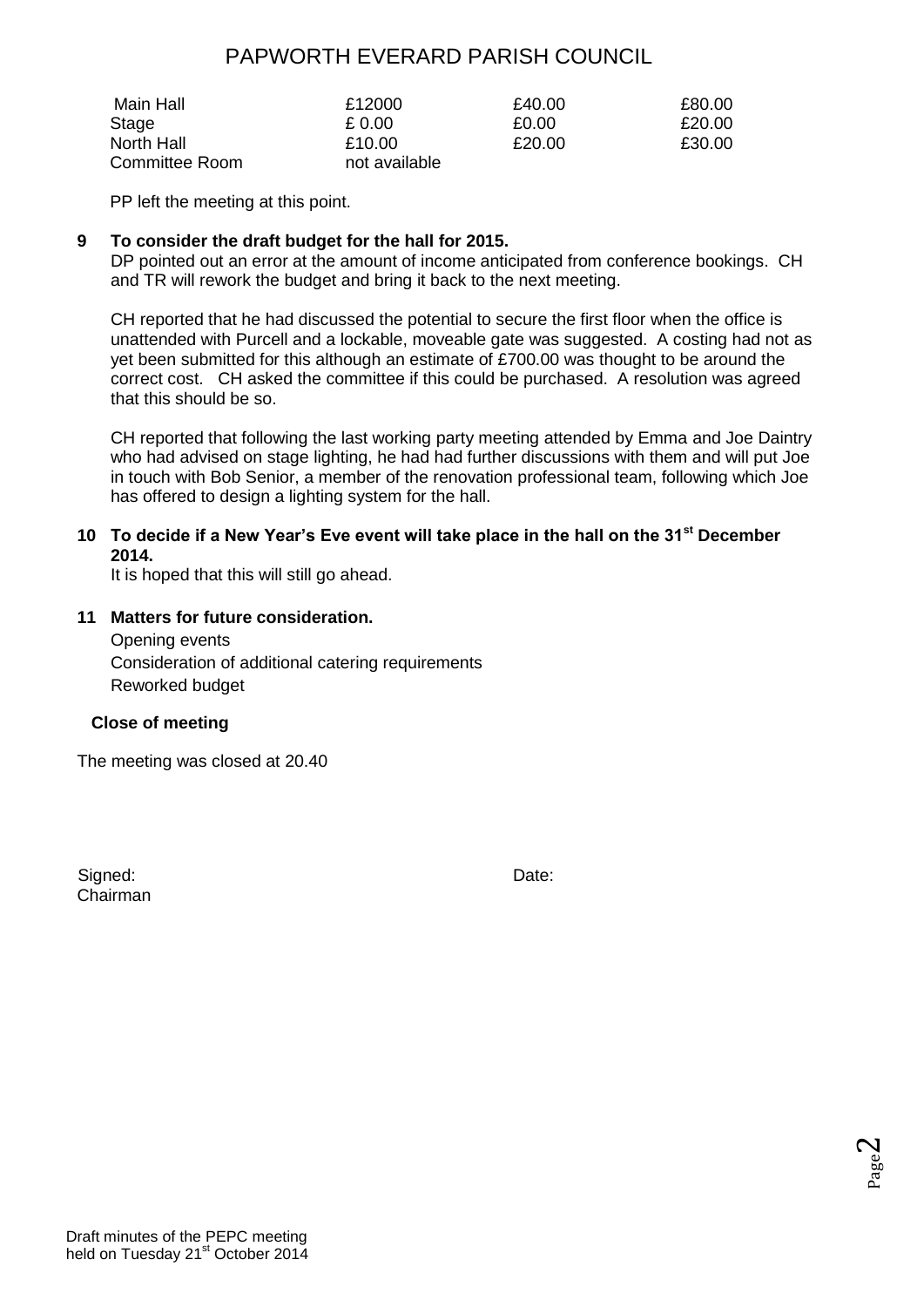| | | | |
|---|---|---|---|
| Main Hall | £12000 | £40.00 | £80.00 |
| Stage | £ 0.00 | £0.00 | £20.00 |
| North Hall | £10.00 | £20.00 | £30.00 |
| Committee Room | not available | | |

PP left the meeting at this point.

**9 To consider the draft budget for the hall for 2015.**

DP pointed out an error at the amount of income anticipated from conference bookings. CH and TR will rework the budget and bring it back to the next meeting.

CH reported that he had discussed the potential to secure the first floor when the office is unattended with Purcell and a lockable, moveable gate was suggested. A costing had not as yet been submitted for this although an estimate of £700.00 was thought to be around the correct cost. CH asked the committee if this could be purchased. A resolution was agreed that this should be so.

CH reported that following the last working party meeting attended by Emma and Joe Daintry who had advised on stage lighting, he had had further discussions with them and will put Joe in touch with Bob Senior, a member of the renovation professional team, following which Joe has offered to design a lighting system for the hall.

**10 To decide if a New Year's Eve event will take place in the hall on the 31st December 2014.**

It is hoped that this will still go ahead.

**11 Matters for future consideration.**

Opening events
Consideration of additional catering requirements
Reworked budget

**Close of meeting**

The meeting was closed at 20.40

Signed: Date:
Chairman

Draft minutes of the PEPC meeting held on Tuesday 21st October 2014